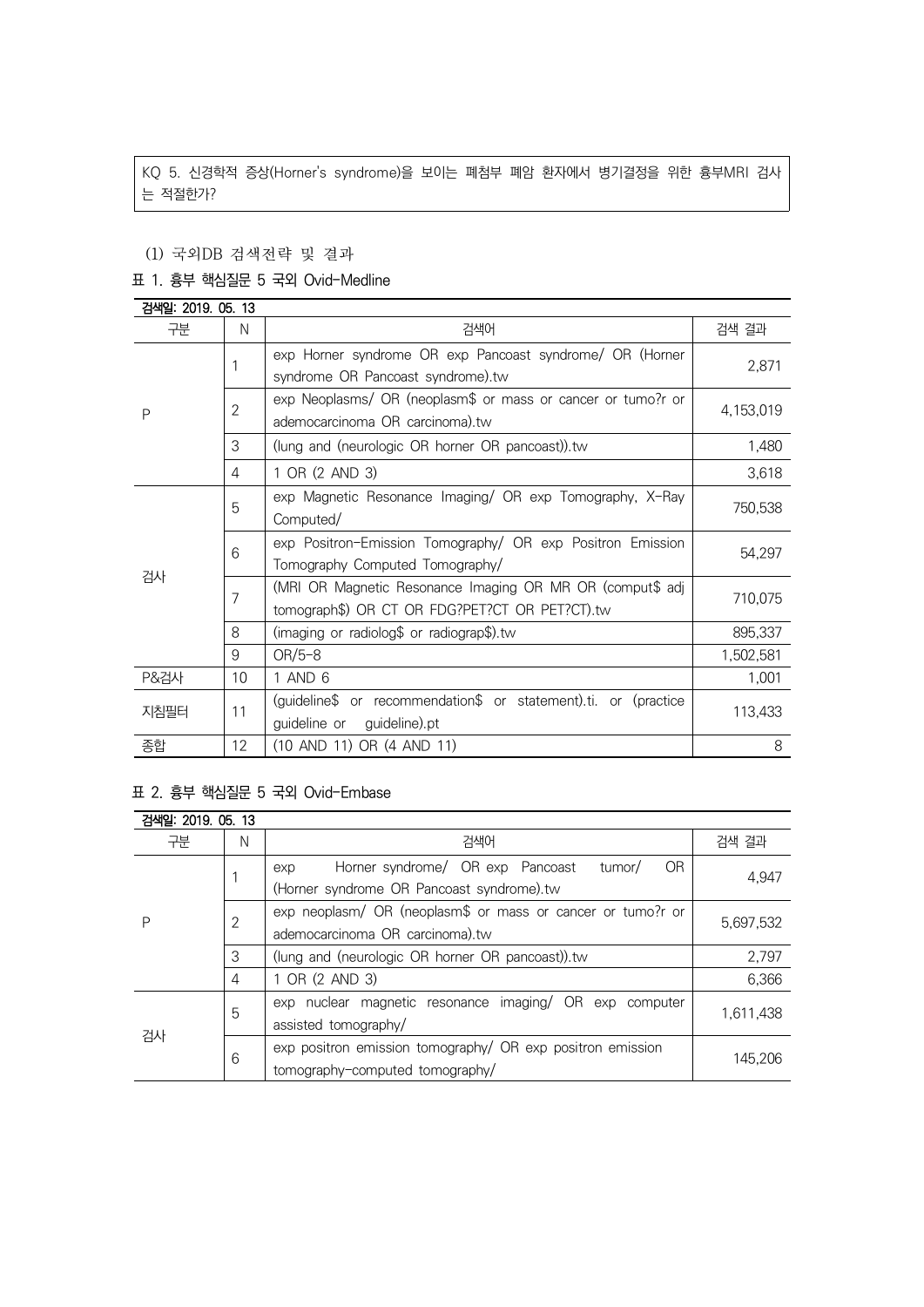KQ 5. 신경학적 증상(Horner's syndrome)을 보이는 폐첨부 폐암 환자에서 병기결정을 위한 흉부MRI 검사는 적절한가?

(1) 국외DB 검색전략 및 결과

표 1. 흉부 핵심질문 5 국외 Ovid-Medline

검색일: 2019. 05. 13

| 구분 | N | 검색어 | 검색 결과 |
|---|---|---|---|
| P | 1 | exp Horner syndrome OR exp Pancoast syndrome/ OR (Horner syndrome OR Pancoast syndrome).tw | 2,871 |
| | 2 | exp Neoplasms/ OR (neoplasm$ or mass or cancer or tumo?r or ademocarcinoma OR carcinoma).tw | 4,153,019 |
| | 3 | (lung and (neurologic OR horner OR pancoast)).tw | 1,480 |
| | 4 | 1 OR (2 AND 3) | 3,618 |
| 검사 | 5 | exp Magnetic Resonance Imaging/ OR exp Tomography, X-Ray Computed/ | 750,538 |
| | 6 | exp Positron-Emission Tomography/ OR exp Positron Emission Tomography Computed Tomography/ | 54,297 |
| | 7 | (MRI OR Magnetic Resonance Imaging OR MR OR (comput$ adj tomograph$) OR CT OR FDG?PET?CT OR PET?CT).tw | 710,075 |
| | 8 | (imaging or radiolog$ or radiograp$).tw | 895,337 |
| | 9 | OR/5-8 | 1,502,581 |
| P&검사 | 10 | 1 AND 6 | 1,001 |
| 지침필터 | 11 | (guideline$ or recommendation$ or statement).ti. or (practice guideline or guideline).pt | 113,433 |
| 종합 | 12 | (10 AND 11) OR (4 AND 11) | 8 |

표 2. 흉부 핵심질문 5 국외 Ovid-Embase

검색일: 2019. 05. 13

| 구분 | N | 검색어 | 검색 결과 |
|---|---|---|---|
| P | 1 | exp Horner syndrome/ OR exp Pancoast tumor/ OR (Horner syndrome OR Pancoast syndrome).tw | 4,947 |
| | 2 | exp neoplasm/ OR (neoplasm$ or mass or cancer or tumo?r or ademocarcinoma OR carcinoma).tw | 5,697,532 |
| | 3 | (lung and (neurologic OR horner OR pancoast)).tw | 2,797 |
| | 4 | 1 OR (2 AND 3) | 6,366 |
| 검사 | 5 | exp nuclear magnetic resonance imaging/ OR exp computer assisted tomography/ | 1,611,438 |
| | 6 | exp positron emission tomography/ OR exp positron emission tomography-computed tomography/ | 145,206 |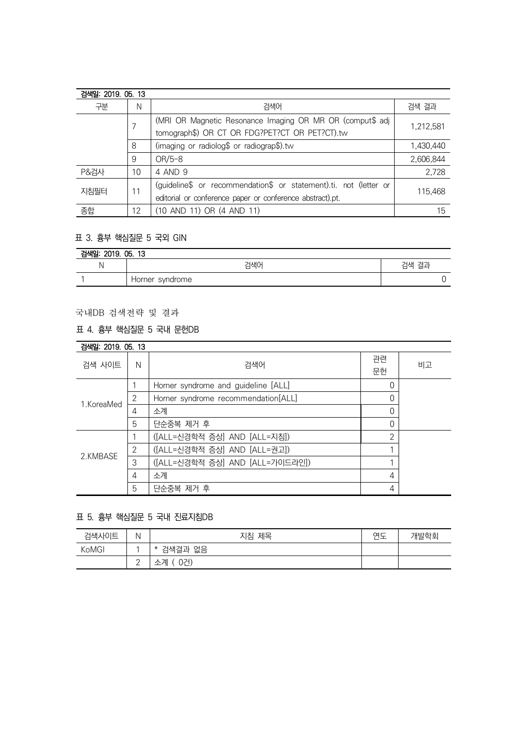| 검색일: 2019. 05. 13 | | | |
|---|---|---|---|
| 구분 | N | 검색어 | 검색 결과 |
| | 7 | (MRI OR Magnetic Resonance Imaging OR MR OR (comput$ adj tomograph$) OR CT OR FDG?PET?CT OR PET?CT).tw | 1,212,581 |
| | 8 | (imaging or radiolog$ or radiograp$).tw | 1,430,440 |
| | 9 | OR/5-8 | 2,606,844 |
| P&검사 | 10 | 4 AND 9 | 2,728 |
| 지침필터 | 11 | (guideline$ or recommendation$ or statement).ti. not (letter or editorial or conference paper or conference abstract).pt. | 115,468 |
| 종합 | 12 | (10 AND 11) OR (4 AND 11) | 15 |

표 3. 흉부 핵심질문 5 국외 GIN

| 검색일: 2019. 05. 13 | | |
|---|---|---|
| N | 검색어 | 검색 결과 |
| 1 | Horner syndrome | 0 |

국내DB 검색전략 및 결과

표 4. 흉부 핵심질문 5 국내 문헌DB

| 검색일: 2019. 05. 13 | | | | |
|---|---|---|---|---|
| 검색 사이트 | N | 검색어 | 관련 문헌 | 비고 |
| 1.KoreaMed | 1 | Horner syndrome and guideline [ALL] | 0 | |
| | 2 | Horner syndrome recommendation[ALL] | 0 | |
| | 4 | 소계 | 0 | |
| | 5 | 단순중복 제거 후 | 0 | |
| 2.KMBASE | 1 | ([ALL=신경학적 증상] AND [ALL=지침]) | 2 | |
| | 2 | ([ALL=신경학적 증상] AND [ALL=권고]) | 1 | |
| | 3 | ([ALL=신경학적 증상] AND [ALL=가이드라인]) | 1 | |
| | 4 | 소계 | 4 | |
| | 5 | 단순중복 제거 후 | 4 | |

표 5. 흉부 핵심질문 5 국내 진료지침DB

| 검색사이트 | N | 지침 제목 | 연도 | 개발학회 |
|---|---|---|---|---|
| KoMGI | 1 | * 검색결과 없음 | | |
| | 2 | 소계 ( 0건) | | |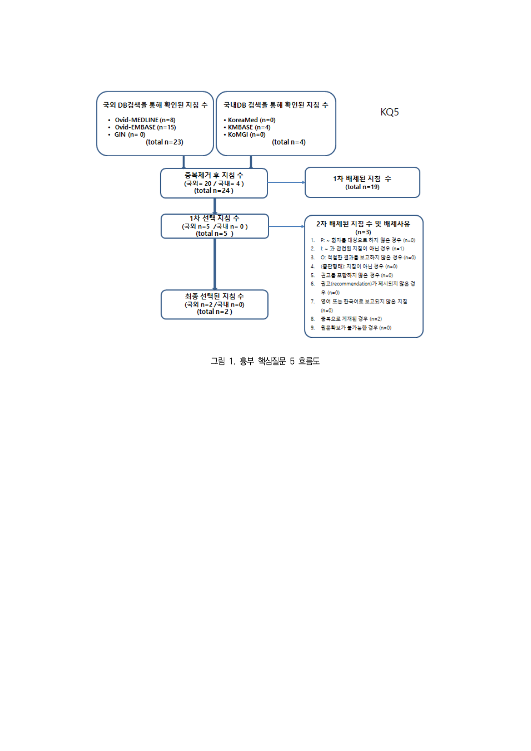국외 DB검색을 통해 확인된 지침 수

- Ovid-MEDLINE (n=8)
- Ovid-EMBASE (n=15)
- GIN (n= 0)

(total n=23)

국내DB 검색을 통해 확인된 지침 수

- KoreaMed (n=0)
- KMBASE (n=4)
- KoMGI (n=0)

(total n=4)

KQ5

중복제거 후 지침 수
(국외= 20 / 국내= 4 )
(total n=24 )

1차 배제된 지침 수
(total n=19)

1차 선택 지침 수
(국외 n=5 /국내 n= 0 )
(total n=5 )

2차 배제된 지침 수 및 배제사유
(n=3)

1. P: ~ 환자를 대상으로 하지 않은 경우 (n=0)
2. I: ~ 과 관련된 지침이 아닌 경우 (n=1)
3. O: 적절한 결과를 보고하지 않은 경우 (n=0)
4. (출판형태): 지침이 아닌 경우 (n=0)
5. 권고를 포함하지 않은 경우 (n=0)
6. 권고(recommendation)가 제시되지 않은 경우 (n=0)
7. 영어 또는 한국어로 보고되지 않은 지침 (n=0)
8. 중복으로 게재된 경우 (n=2)
9. 원문확보가 불가능한 경우 (n=0)

최종 선택된 지침 수
(국외 n=2 /국내 n=0)
(total n=2 )

그림 1. 흉부 핵심질문 5 흐름도